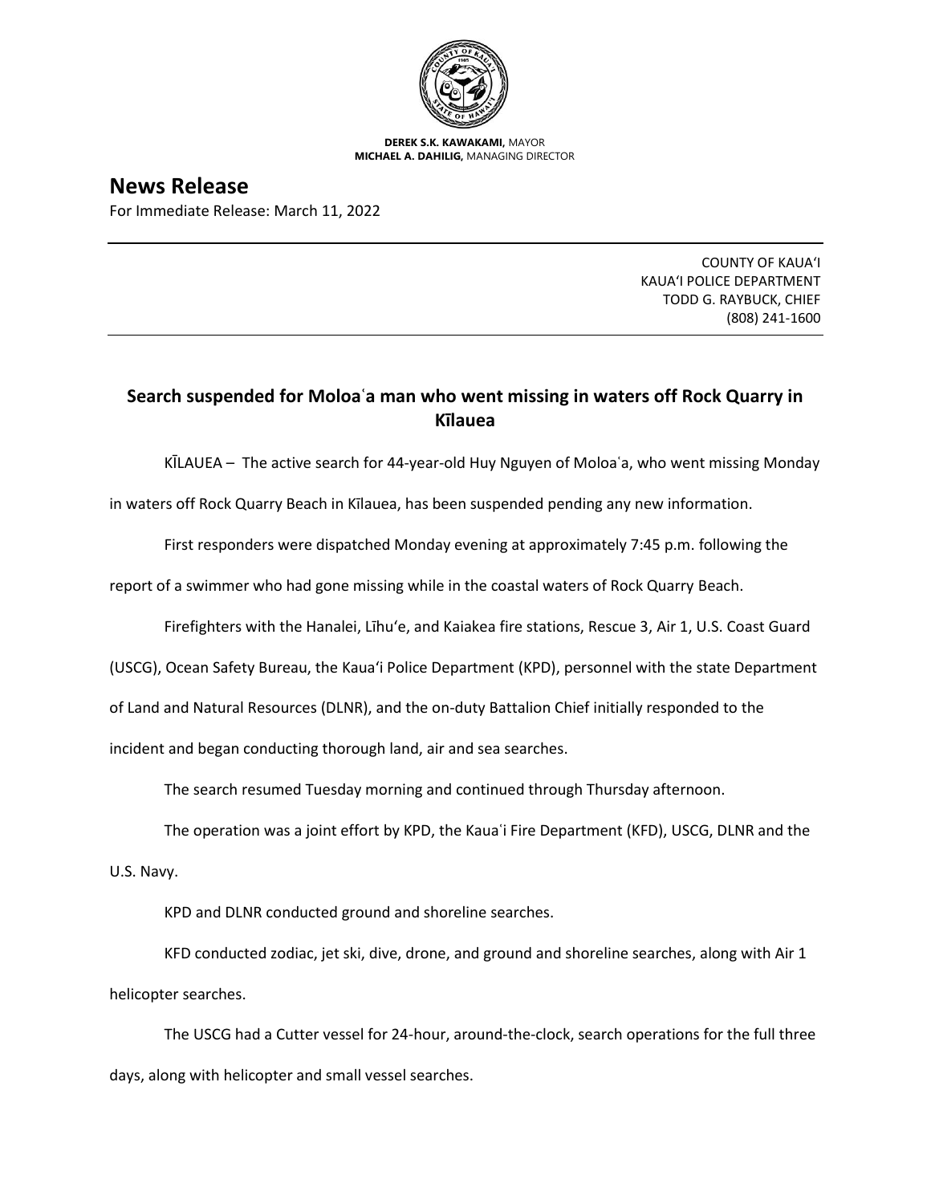**DEREK S.K. KAWAKAMI,** MAYOR
**MICHAEL A. DAHILIG,** MANAGING DIRECTOR

# News Release

For Immediate Release: March 11, 2022

COUNTY OF KAUAʻI
KAUAʻI POLICE DEPARTMENT
TODD G. RAYBUCK, CHIEF
(808) 241-1600

## Search suspended for Moloaʻa man who went missing in waters off Rock Quarry in Kīlauea

KĪLAUEA – The active search for 44-year-old Huy Nguyen of Moloaʻa, who went missing Monday in waters off Rock Quarry Beach in Kīlauea, has been suspended pending any new information.

First responders were dispatched Monday evening at approximately 7:45 p.m. following the report of a swimmer who had gone missing while in the coastal waters of Rock Quarry Beach.

Firefighters with the Hanalei, Līhuʻe, and Kaiakea fire stations, Rescue 3, Air 1, U.S. Coast Guard (USCG), Ocean Safety Bureau, the Kauaʻi Police Department (KPD), personnel with the state Department of Land and Natural Resources (DLNR), and the on-duty Battalion Chief initially responded to the incident and began conducting thorough land, air and sea searches.

The search resumed Tuesday morning and continued through Thursday afternoon.

The operation was a joint effort by KPD, the Kauaʻi Fire Department (KFD), USCG, DLNR and the U.S. Navy.

KPD and DLNR conducted ground and shoreline searches.

KFD conducted zodiac, jet ski, dive, drone, and ground and shoreline searches, along with Air 1 helicopter searches.

The USCG had a Cutter vessel for 24-hour, around-the-clock, search operations for the full three days, along with helicopter and small vessel searches.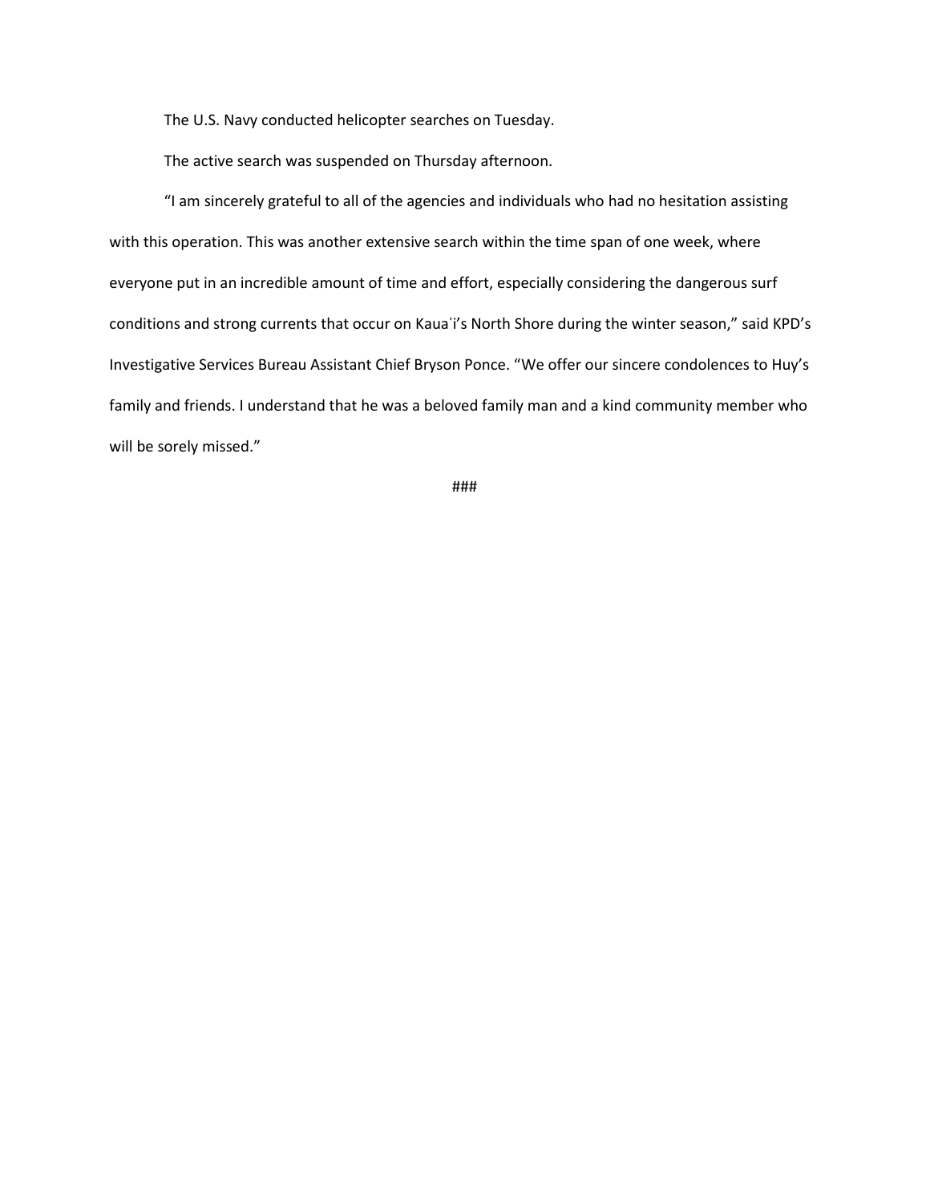The U.S. Navy conducted helicopter searches on Tuesday.

The active search was suspended on Thursday afternoon.

“I am sincerely grateful to all of the agencies and individuals who had no hesitation assisting with this operation. This was another extensive search within the time span of one week, where everyone put in an incredible amount of time and effort, especially considering the dangerous surf conditions and strong currents that occur on Kauaʻi’s North Shore during the winter season,” said KPD’s Investigative Services Bureau Assistant Chief Bryson Ponce. “We offer our sincere condolences to Huy’s family and friends. I understand that he was a beloved family man and a kind community member who will be sorely missed.”

###